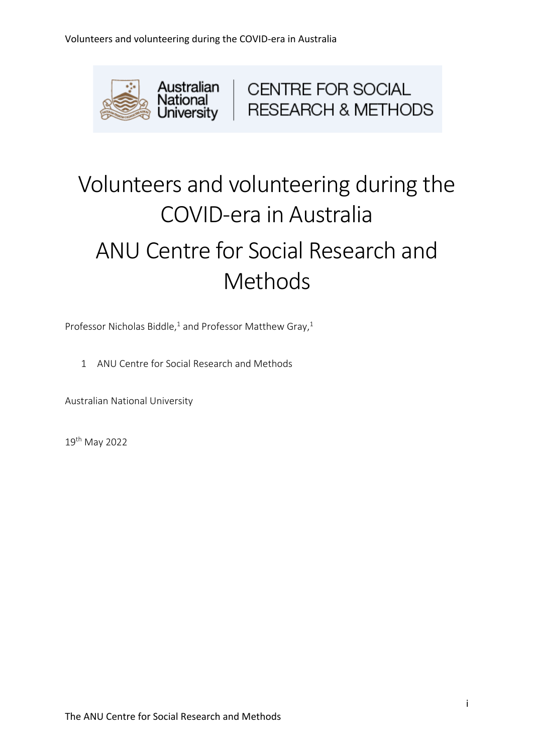# Volunteers and volunteering during the COVID-era in Australia

# ANU Centre for Social Research and Methods

Professor Nicholas Biddle,[1] and Professor Matthew Gray,[1]

1 ANU Centre for Social Research and Methods

Australian National University

19th May 2022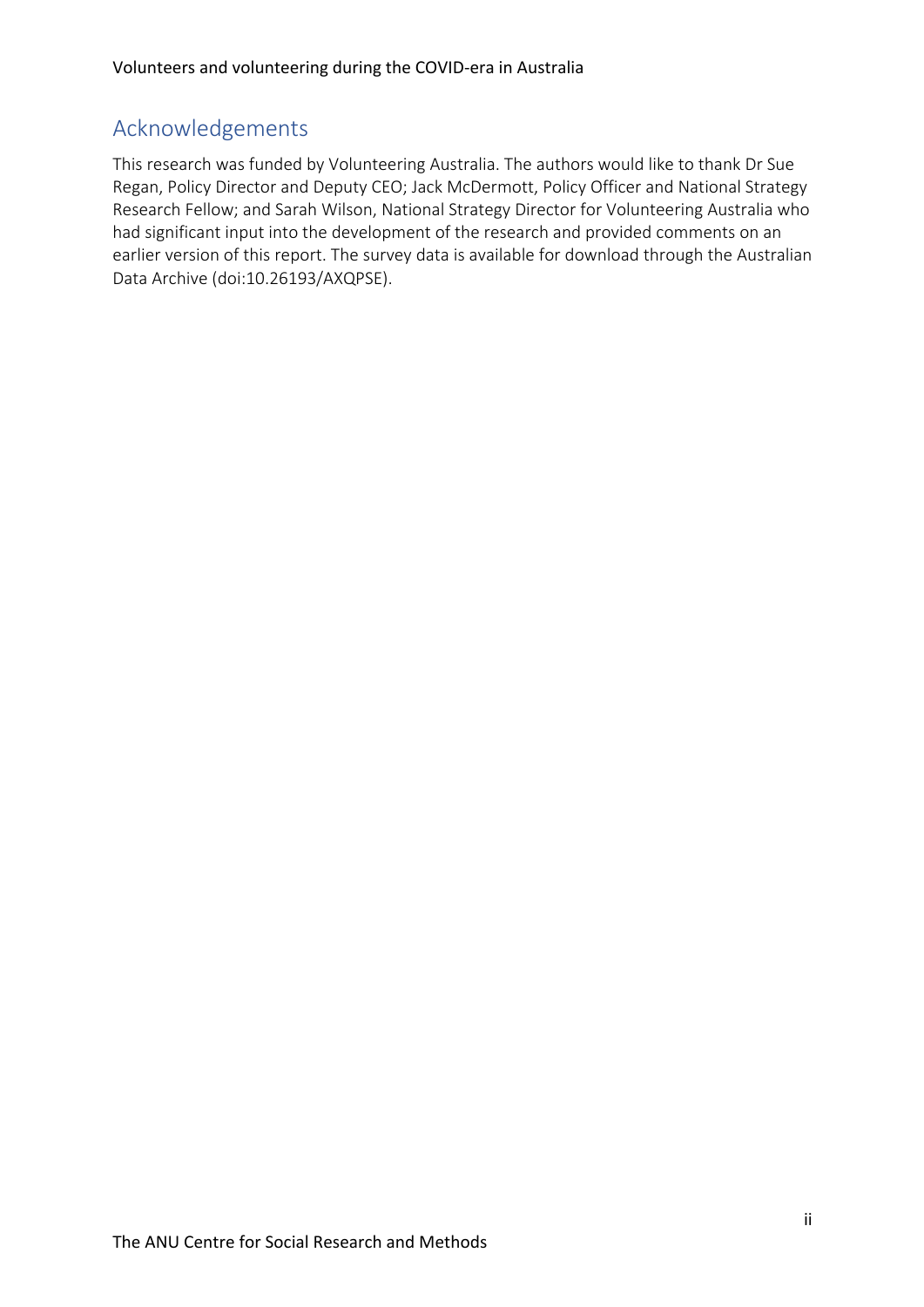## Acknowledgements

This research was funded by Volunteering Australia. The authors would like to thank Dr Sue Regan, Policy Director and Deputy CEO; Jack McDermott, Policy Officer and National Strategy Research Fellow; and Sarah Wilson, National Strategy Director for Volunteering Australia who had significant input into the development of the research and provided comments on an earlier version of this report. The survey data is available for download through the Australian Data Archive (doi:10.26193/AXQPSE).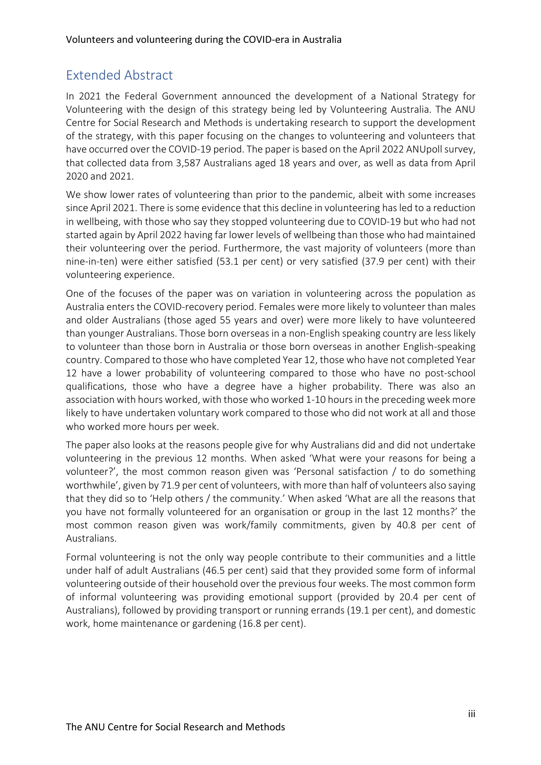## Extended Abstract

In 2021 the Federal Government announced the development of a National Strategy for Volunteering with the design of this strategy being led by Volunteering Australia. The ANU Centre for Social Research and Methods is undertaking research to support the development of the strategy, with this paper focusing on the changes to volunteering and volunteers that have occurred over the COVID-19 period. The paper is based on the April 2022 ANUpoll survey, that collected data from 3,587 Australians aged 18 years and over, as well as data from April 2020 and 2021.

We show lower rates of volunteering than prior to the pandemic, albeit with some increases since April 2021. There is some evidence that this decline in volunteering has led to a reduction in wellbeing, with those who say they stopped volunteering due to COVID-19 but who had not started again by April 2022 having far lower levels of wellbeing than those who had maintained their volunteering over the period. Furthermore, the vast majority of volunteers (more than nine-in-ten) were either satisfied (53.1 per cent) or very satisfied (37.9 per cent) with their volunteering experience.

One of the focuses of the paper was on variation in volunteering across the population as Australia enters the COVID-recovery period. Females were more likely to volunteer than males and older Australians (those aged 55 years and over) were more likely to have volunteered than younger Australians. Those born overseas in a non-English speaking country are less likely to volunteer than those born in Australia or those born overseas in another English-speaking country. Compared to those who have completed Year 12, those who have not completed Year 12 have a lower probability of volunteering compared to those who have no post-school qualifications, those who have a degree have a higher probability. There was also an association with hours worked, with those who worked 1-10 hours in the preceding week more likely to have undertaken voluntary work compared to those who did not work at all and those who worked more hours per week.

The paper also looks at the reasons people give for why Australians did and did not undertake volunteering in the previous 12 months. When asked 'What were your reasons for being a volunteer?', the most common reason given was 'Personal satisfaction / to do something worthwhile', given by 71.9 per cent of volunteers, with more than half of volunteers also saying that they did so to 'Help others / the community.' When asked 'What are all the reasons that you have not formally volunteered for an organisation or group in the last 12 months?' the most common reason given was work/family commitments, given by 40.8 per cent of Australians.

Formal volunteering is not the only way people contribute to their communities and a little under half of adult Australians (46.5 per cent) said that they provided some form of informal volunteering outside of their household over the previous four weeks. The most common form of informal volunteering was providing emotional support (provided by 20.4 per cent of Australians), followed by providing transport or running errands (19.1 per cent), and domestic work, home maintenance or gardening (16.8 per cent).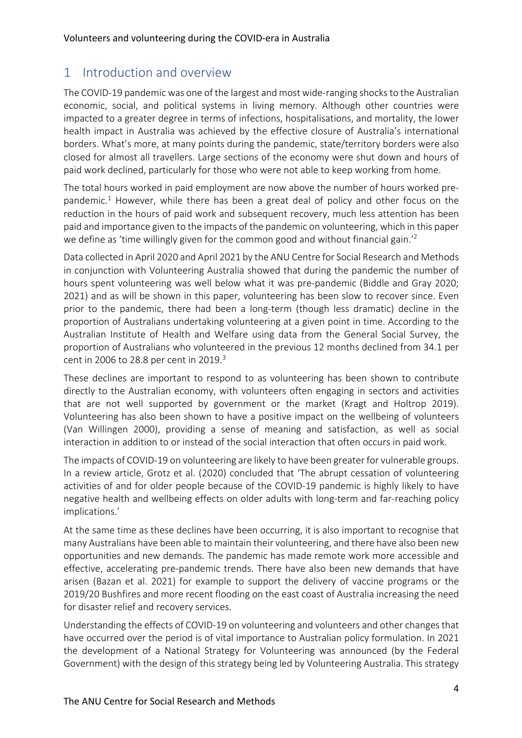## 1 Introduction and overview

The COVID-19 pandemic was one of the largest and most wide-ranging shocks to the Australian economic, social, and political systems in living memory. Although other countries were impacted to a greater degree in terms of infections, hospitalisations, and mortality, the lower health impact in Australia was achieved by the effective closure of Australia's international borders. What's more, at many points during the pandemic, state/territory borders were also closed for almost all travellers. Large sections of the economy were shut down and hours of paid work declined, particularly for those who were not able to keep working from home.

The total hours worked in paid employment are now above the number of hours worked pre-pandemic.[1] However, while there has been a great deal of policy and other focus on the reduction in the hours of paid work and subsequent recovery, much less attention has been paid and importance given to the impacts of the pandemic on volunteering, which in this paper we define as 'time willingly given for the common good and without financial gain.'[2]

Data collected in April 2020 and April 2021 by the ANU Centre for Social Research and Methods in conjunction with Volunteering Australia showed that during the pandemic the number of hours spent volunteering was well below what it was pre-pandemic (Biddle and Gray 2020; 2021) and as will be shown in this paper, volunteering has been slow to recover since. Even prior to the pandemic, there had been a long-term (though less dramatic) decline in the proportion of Australians undertaking volunteering at a given point in time. According to the Australian Institute of Health and Welfare using data from the General Social Survey, the proportion of Australians who volunteered in the previous 12 months declined from 34.1 per cent in 2006 to 28.8 per cent in 2019.[3]

These declines are important to respond to as volunteering has been shown to contribute directly to the Australian economy, with volunteers often engaging in sectors and activities that are not well supported by government or the market (Kragt and Holtrop 2019). Volunteering has also been shown to have a positive impact on the wellbeing of volunteers (Van Willingen 2000), providing a sense of meaning and satisfaction, as well as social interaction in addition to or instead of the social interaction that often occurs in paid work.

The impacts of COVID-19 on volunteering are likely to have been greater for vulnerable groups. In a review article, Grotz et al. (2020) concluded that 'The abrupt cessation of volunteering activities of and for older people because of the COVID-19 pandemic is highly likely to have negative health and wellbeing effects on older adults with long-term and far-reaching policy implications.'

At the same time as these declines have been occurring, it is also important to recognise that many Australians have been able to maintain their volunteering, and there have also been new opportunities and new demands. The pandemic has made remote work more accessible and effective, accelerating pre-pandemic trends. There have also been new demands that have arisen (Bazan et al. 2021) for example to support the delivery of vaccine programs or the 2019/20 Bushfires and more recent flooding on the east coast of Australia increasing the need for disaster relief and recovery services.

Understanding the effects of COVID-19 on volunteering and volunteers and other changes that have occurred over the period is of vital importance to Australian policy formulation. In 2021 the development of a National Strategy for Volunteering was announced (by the Federal Government) with the design of this strategy being led by Volunteering Australia. This strategy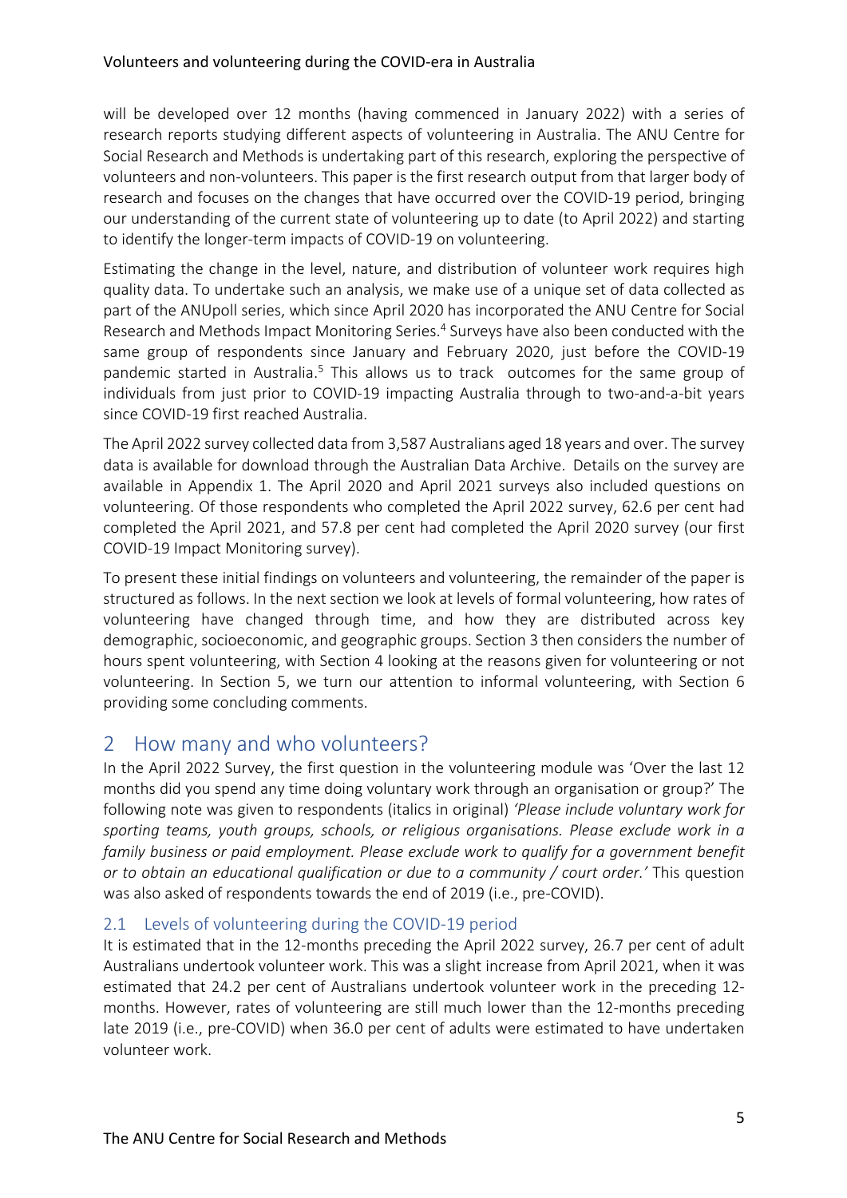will be developed over 12 months (having commenced in January 2022) with a series of research reports studying different aspects of volunteering in Australia. The ANU Centre for Social Research and Methods is undertaking part of this research, exploring the perspective of volunteers and non-volunteers. This paper is the first research output from that larger body of research and focuses on the changes that have occurred over the COVID-19 period, bringing our understanding of the current state of volunteering up to date (to April 2022) and starting to identify the longer-term impacts of COVID-19 on volunteering.

Estimating the change in the level, nature, and distribution of volunteer work requires high quality data. To undertake such an analysis, we make use of a unique set of data collected as part of the ANUpoll series, which since April 2020 has incorporated the ANU Centre for Social Research and Methods Impact Monitoring Series.[4] Surveys have also been conducted with the same group of respondents since January and February 2020, just before the COVID-19 pandemic started in Australia.[5] This allows us to track outcomes for the same group of individuals from just prior to COVID-19 impacting Australia through to two-and-a-bit years since COVID-19 first reached Australia.

The April 2022 survey collected data from 3,587 Australians aged 18 years and over. The survey data is available for download through the Australian Data Archive. Details on the survey are available in Appendix 1. The April 2020 and April 2021 surveys also included questions on volunteering. Of those respondents who completed the April 2022 survey, 62.6 per cent had completed the April 2021, and 57.8 per cent had completed the April 2020 survey (our first COVID-19 Impact Monitoring survey).

To present these initial findings on volunteers and volunteering, the remainder of the paper is structured as follows. In the next section we look at levels of formal volunteering, how rates of volunteering have changed through time, and how they are distributed across key demographic, socioeconomic, and geographic groups. Section 3 then considers the number of hours spent volunteering, with Section 4 looking at the reasons given for volunteering or not volunteering. In Section 5, we turn our attention to informal volunteering, with Section 6 providing some concluding comments.

## 2 How many and who volunteers?

In the April 2022 Survey, the first question in the volunteering module was 'Over the last 12 months did you spend any time doing voluntary work through an organisation or group?' The following note was given to respondents (italics in original) *'Please include voluntary work for sporting teams, youth groups, schools, or religious organisations. Please exclude work in a family business or paid employment. Please exclude work to qualify for a government benefit or to obtain an educational qualification or due to a community / court order.'* This question was also asked of respondents towards the end of 2019 (i.e., pre-COVID).

### 2.1 Levels of volunteering during the COVID-19 period

It is estimated that in the 12-months preceding the April 2022 survey, 26.7 per cent of adult Australians undertook volunteer work. This was a slight increase from April 2021, when it was estimated that 24.2 per cent of Australians undertook volunteer work in the preceding 12-months. However, rates of volunteering are still much lower than the 12-months preceding late 2019 (i.e., pre-COVID) when 36.0 per cent of adults were estimated to have undertaken volunteer work.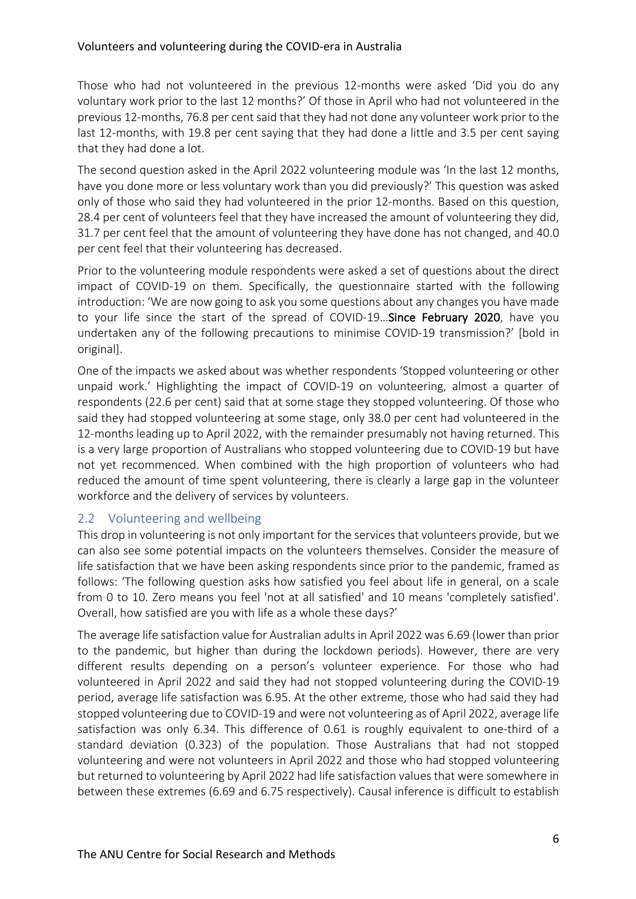Those who had not volunteered in the previous 12-months were asked 'Did you do any voluntary work prior to the last 12 months?' Of those in April who had not volunteered in the previous 12-months, 76.8 per cent said that they had not done any volunteer work prior to the last 12-months, with 19.8 per cent saying that they had done a little and 3.5 per cent saying that they had done a lot.

The second question asked in the April 2022 volunteering module was 'In the last 12 months, have you done more or less voluntary work than you did previously?' This question was asked only of those who said they had volunteered in the prior 12-months. Based on this question, 28.4 per cent of volunteers feel that they have increased the amount of volunteering they did, 31.7 per cent feel that the amount of volunteering they have done has not changed, and 40.0 per cent feel that their volunteering has decreased.

Prior to the volunteering module respondents were asked a set of questions about the direct impact of COVID-19 on them. Specifically, the questionnaire started with the following introduction: 'We are now going to ask you some questions about any changes you have made to your life since the start of the spread of COVID-19…**Since February 2020**, have you undertaken any of the following precautions to minimise COVID-19 transmission?' [bold in original].

One of the impacts we asked about was whether respondents 'Stopped volunteering or other unpaid work.' Highlighting the impact of COVID-19 on volunteering, almost a quarter of respondents (22.6 per cent) said that at some stage they stopped volunteering. Of those who said they had stopped volunteering at some stage, only 38.0 per cent had volunteered in the 12-months leading up to April 2022, with the remainder presumably not having returned. This is a very large proportion of Australians who stopped volunteering due to COVID-19 but have not yet recommenced. When combined with the high proportion of volunteers who had reduced the amount of time spent volunteering, there is clearly a large gap in the volunteer workforce and the delivery of services by volunteers.

## 2.2 Volunteering and wellbeing

This drop in volunteering is not only important for the services that volunteers provide, but we can also see some potential impacts on the volunteers themselves. Consider the measure of life satisfaction that we have been asking respondents since prior to the pandemic, framed as follows: 'The following question asks how satisfied you feel about life in general, on a scale from 0 to 10. Zero means you feel 'not at all satisfied' and 10 means 'completely satisfied'. Overall, how satisfied are you with life as a whole these days?'

The average life satisfaction value for Australian adults in April 2022 was 6.69 (lower than prior to the pandemic, but higher than during the lockdown periods). However, there are very different results depending on a person's volunteer experience. For those who had volunteered in April 2022 and said they had not stopped volunteering during the COVID-19 period, average life satisfaction was 6.95. At the other extreme, those who had said they had stopped volunteering due to COVID-19 and were not volunteering as of April 2022, average life satisfaction was only 6.34. This difference of 0.61 is roughly equivalent to one-third of a standard deviation (0.323) of the population. Those Australians that had not stopped volunteering and were not volunteers in April 2022 and those who had stopped volunteering but returned to volunteering by April 2022 had life satisfaction values that were somewhere in between these extremes (6.69 and 6.75 respectively). Causal inference is difficult to establish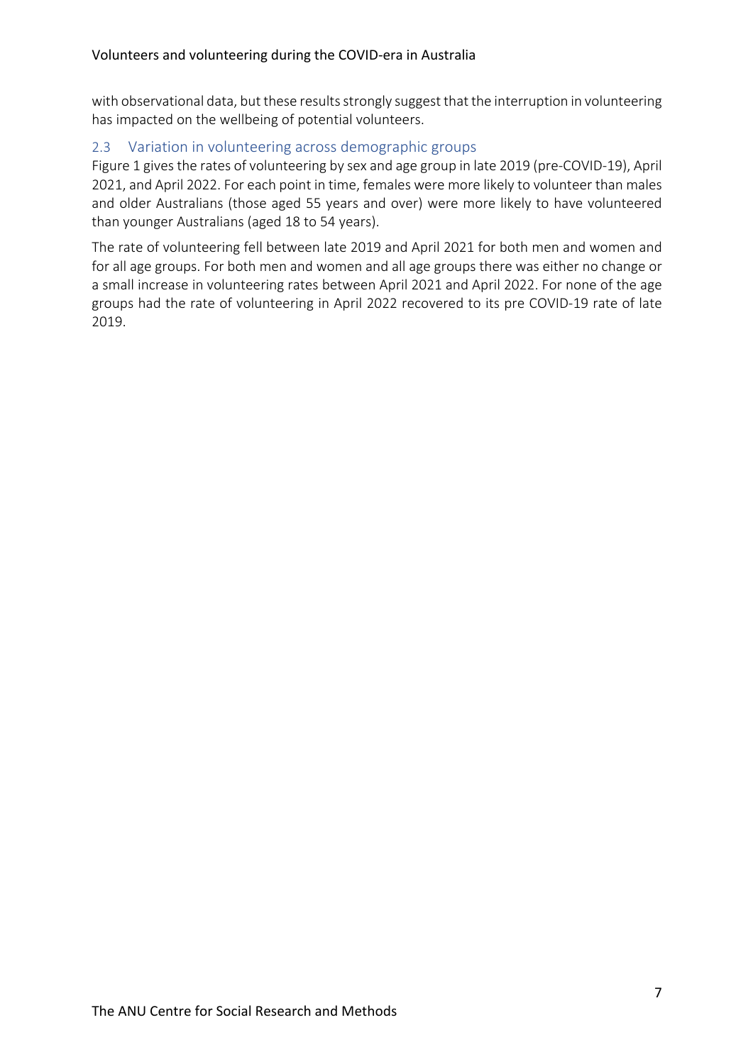with observational data, but these results strongly suggest that the interruption in volunteering has impacted on the wellbeing of potential volunteers.

## 2.3 Variation in volunteering across demographic groups

Figure 1 gives the rates of volunteering by sex and age group in late 2019 (pre-COVID-19), April 2021, and April 2022. For each point in time, females were more likely to volunteer than males and older Australians (those aged 55 years and over) were more likely to have volunteered than younger Australians (aged 18 to 54 years).

The rate of volunteering fell between late 2019 and April 2021 for both men and women and for all age groups. For both men and women and all age groups there was either no change or a small increase in volunteering rates between April 2021 and April 2022. For none of the age groups had the rate of volunteering in April 2022 recovered to its pre COVID-19 rate of late 2019.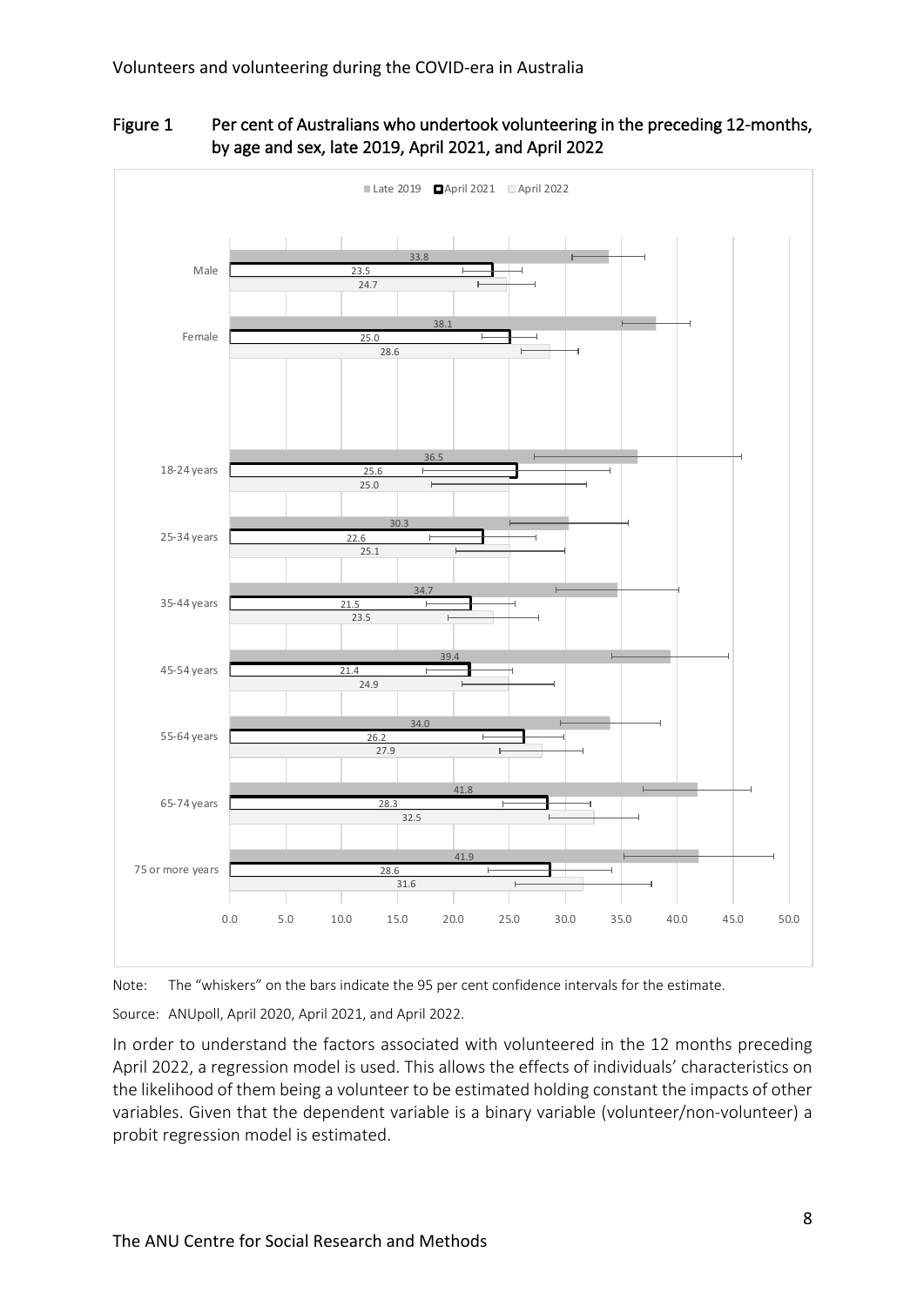## Figure 1 Per cent of Australians who undertook volunteering in the preceding 12-months, by age and sex, late 2019, April 2021, and April 2022

| | Late 2019 | April 2021 | April 2022 |
|---|---|---|---|
| Male | 33.8 | 23.5 | 24.7 |
| Female | 38.1 | 25.0 | 28.6 |
| 18-24 years | 36.5 | 25.6 | 25.0 |
| 25-34 years | 30.3 | 22.6 | 25.1 |
| 35-44 years | 34.7 | 21.5 | 23.5 |
| 45-54 years | 39.4 | 21.4 | 24.9 |
| 55-64 years | 34.0 | 26.2 | 27.9 |
| 65-74 years | 41.8 | 28.3 | 32.5 |
| 75 or more years | 41.9 | 28.6 | 31.6 |

Note: The "whiskers" on the bars indicate the 95 per cent confidence intervals for the estimate.

Source: ANUpoll, April 2020, April 2021, and April 2022.

In order to understand the factors associated with volunteered in the 12 months preceding April 2022, a regression model is used. This allows the effects of individuals' characteristics on the likelihood of them being a volunteer to be estimated holding constant the impacts of other variables. Given that the dependent variable is a binary variable (volunteer/non-volunteer) a probit regression model is estimated.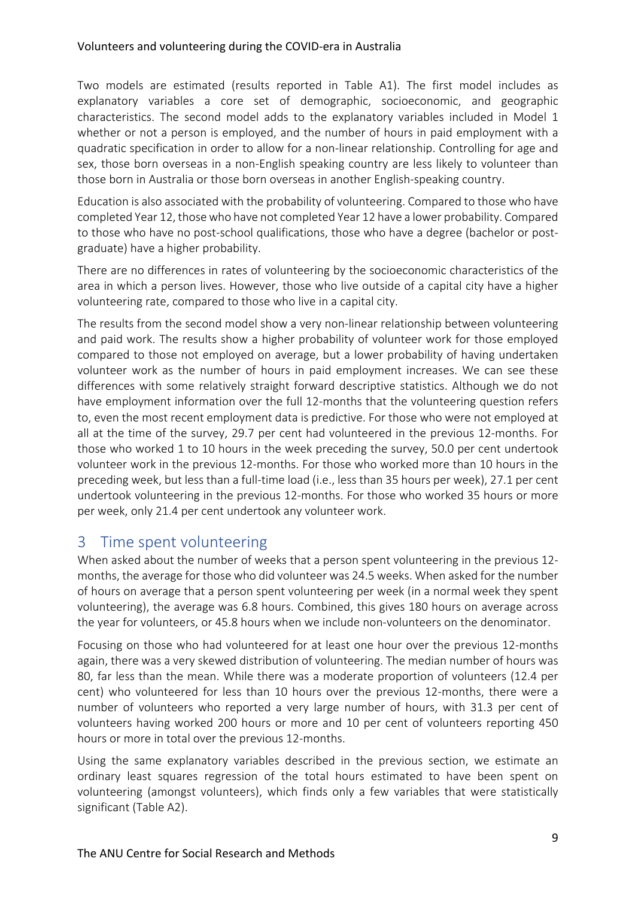Two models are estimated (results reported in Table A1). The first model includes as explanatory variables a core set of demographic, socioeconomic, and geographic characteristics. The second model adds to the explanatory variables included in Model 1 whether or not a person is employed, and the number of hours in paid employment with a quadratic specification in order to allow for a non-linear relationship. Controlling for age and sex, those born overseas in a non-English speaking country are less likely to volunteer than those born in Australia or those born overseas in another English-speaking country.

Education is also associated with the probability of volunteering. Compared to those who have completed Year 12, those who have not completed Year 12 have a lower probability. Compared to those who have no post-school qualifications, those who have a degree (bachelor or post-graduate) have a higher probability.

There are no differences in rates of volunteering by the socioeconomic characteristics of the area in which a person lives. However, those who live outside of a capital city have a higher volunteering rate, compared to those who live in a capital city.

The results from the second model show a very non-linear relationship between volunteering and paid work. The results show a higher probability of volunteer work for those employed compared to those not employed on average, but a lower probability of having undertaken volunteer work as the number of hours in paid employment increases. We can see these differences with some relatively straight forward descriptive statistics. Although we do not have employment information over the full 12-months that the volunteering question refers to, even the most recent employment data is predictive. For those who were not employed at all at the time of the survey, 29.7 per cent had volunteered in the previous 12-months. For those who worked 1 to 10 hours in the week preceding the survey, 50.0 per cent undertook volunteer work in the previous 12-months. For those who worked more than 10 hours in the preceding week, but less than a full-time load (i.e., less than 35 hours per week), 27.1 per cent undertook volunteering in the previous 12-months. For those who worked 35 hours or more per week, only 21.4 per cent undertook any volunteer work.

## 3 Time spent volunteering

When asked about the number of weeks that a person spent volunteering in the previous 12-months, the average for those who did volunteer was 24.5 weeks. When asked for the number of hours on average that a person spent volunteering per week (in a normal week they spent volunteering), the average was 6.8 hours. Combined, this gives 180 hours on average across the year for volunteers, or 45.8 hours when we include non-volunteers on the denominator.

Focusing on those who had volunteered for at least one hour over the previous 12-months again, there was a very skewed distribution of volunteering. The median number of hours was 80, far less than the mean. While there was a moderate proportion of volunteers (12.4 per cent) who volunteered for less than 10 hours over the previous 12-months, there were a number of volunteers who reported a very large number of hours, with 31.3 per cent of volunteers having worked 200 hours or more and 10 per cent of volunteers reporting 450 hours or more in total over the previous 12-months.

Using the same explanatory variables described in the previous section, we estimate an ordinary least squares regression of the total hours estimated to have been spent on volunteering (amongst volunteers), which finds only a few variables that were statistically significant (Table A2).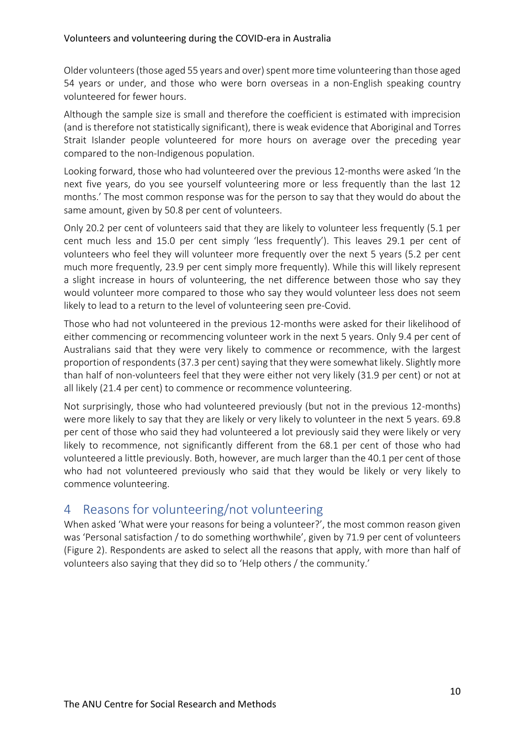Older volunteers (those aged 55 years and over) spent more time volunteering than those aged 54 years or under, and those who were born overseas in a non-English speaking country volunteered for fewer hours.

Although the sample size is small and therefore the coefficient is estimated with imprecision (and is therefore not statistically significant), there is weak evidence that Aboriginal and Torres Strait Islander people volunteered for more hours on average over the preceding year compared to the non-Indigenous population.

Looking forward, those who had volunteered over the previous 12-months were asked 'In the next five years, do you see yourself volunteering more or less frequently than the last 12 months.' The most common response was for the person to say that they would do about the same amount, given by 50.8 per cent of volunteers.

Only 20.2 per cent of volunteers said that they are likely to volunteer less frequently (5.1 per cent much less and 15.0 per cent simply 'less frequently'). This leaves 29.1 per cent of volunteers who feel they will volunteer more frequently over the next 5 years (5.2 per cent much more frequently, 23.9 per cent simply more frequently). While this will likely represent a slight increase in hours of volunteering, the net difference between those who say they would volunteer more compared to those who say they would volunteer less does not seem likely to lead to a return to the level of volunteering seen pre-Covid.

Those who had not volunteered in the previous 12-months were asked for their likelihood of either commencing or recommencing volunteer work in the next 5 years. Only 9.4 per cent of Australians said that they were very likely to commence or recommence, with the largest proportion of respondents (37.3 per cent) saying that they were somewhat likely. Slightly more than half of non-volunteers feel that they were either not very likely (31.9 per cent) or not at all likely (21.4 per cent) to commence or recommence volunteering.

Not surprisingly, those who had volunteered previously (but not in the previous 12-months) were more likely to say that they are likely or very likely to volunteer in the next 5 years. 69.8 per cent of those who said they had volunteered a lot previously said they were likely or very likely to recommence, not significantly different from the 68.1 per cent of those who had volunteered a little previously. Both, however, are much larger than the 40.1 per cent of those who had not volunteered previously who said that they would be likely or very likely to commence volunteering.

## 4 Reasons for volunteering/not volunteering

When asked 'What were your reasons for being a volunteer?', the most common reason given was 'Personal satisfaction / to do something worthwhile', given by 71.9 per cent of volunteers (Figure 2). Respondents are asked to select all the reasons that apply, with more than half of volunteers also saying that they did so to 'Help others / the community.'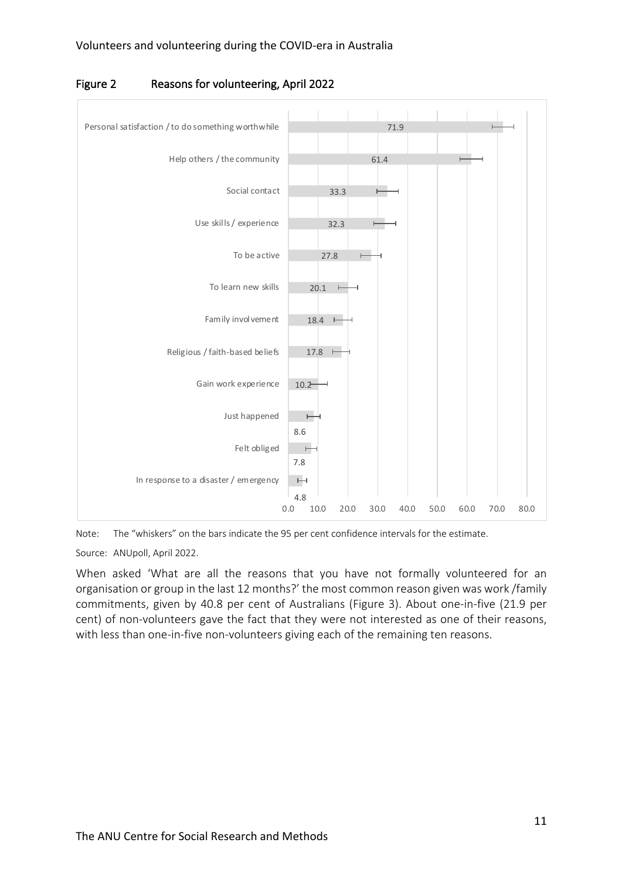## Figure 2 Reasons for volunteering, April 2022

| Reason | Per cent |
| --- | --- |
| Personal satisfaction / to do something worthwhile | 71.9 |
| Help others / the community | 61.4 |
| Social contact | 33.3 |
| Use skills / experience | 32.3 |
| To be active | 27.8 |
| To learn new skills | 20.1 |
| Family involvement | 18.4 |
| Religious / faith-based beliefs | 17.8 |
| Gain work experience | 10.2 |
| Just happened | 8.6 |
| Felt obliged | 7.8 |
| In response to a disaster / emergency | 4.8 |

Note: The "whiskers" on the bars indicate the 95 per cent confidence intervals for the estimate.

Source: ANUpoll, April 2022.

When asked 'What are all the reasons that you have not formally volunteered for an organisation or group in the last 12 months?' the most common reason given was work /family commitments, given by 40.8 per cent of Australians (Figure 3). About one-in-five (21.9 per cent) of non-volunteers gave the fact that they were not interested as one of their reasons, with less than one-in-five non-volunteers giving each of the remaining ten reasons.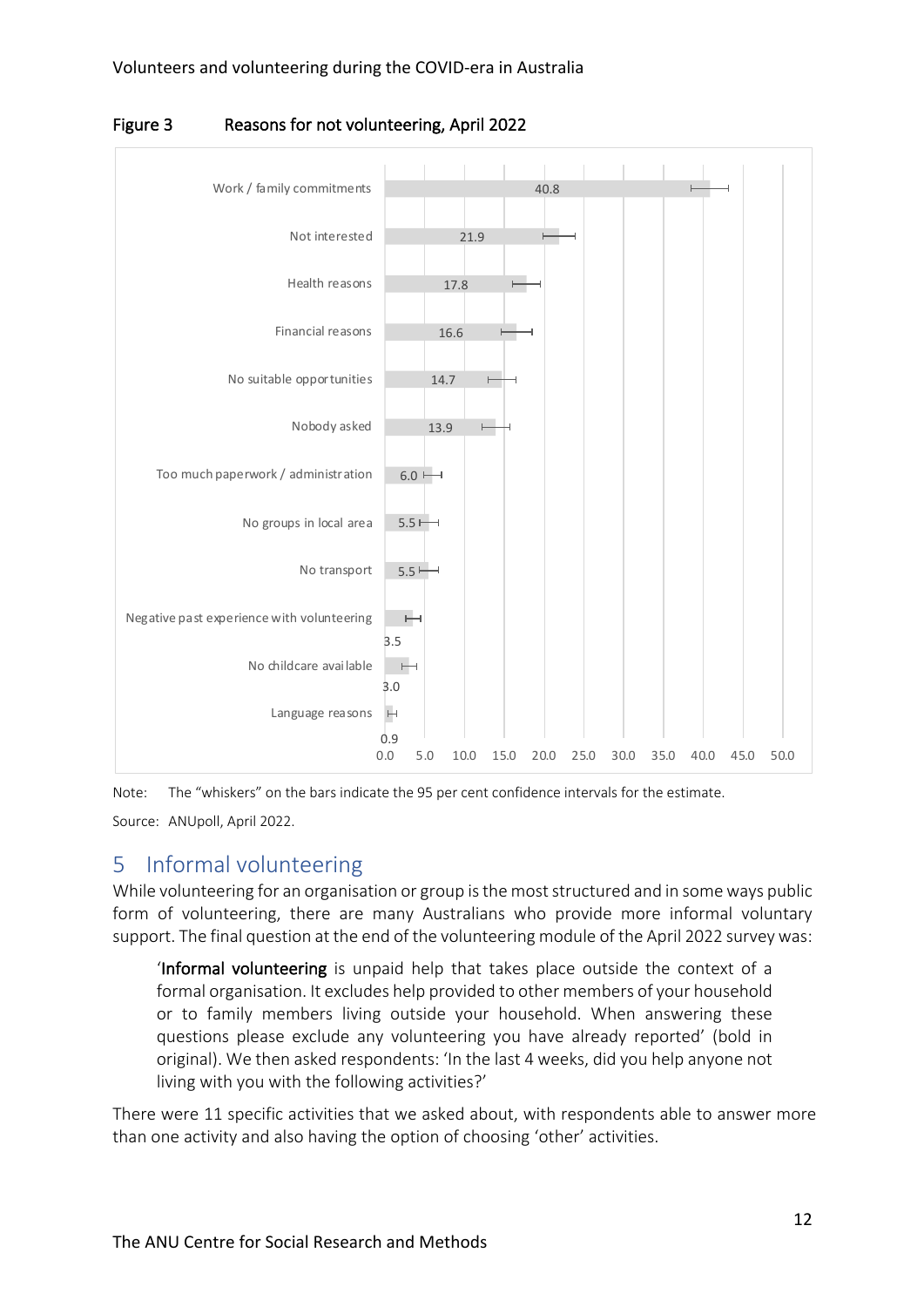Figure 3 Reasons for not volunteering, April 2022

| Reason | Per cent |
|---|---|
| Work / family commitments | 40.8 |
| Not interested | 21.9 |
| Health reasons | 17.8 |
| Financial reasons | 16.6 |
| No suitable opportunities | 14.7 |
| Nobody asked | 13.9 |
| Too much paperwork / administration | 6.0 |
| No groups in local area | 5.5 |
| No transport | 5.5 |
| Negative past experience with volunteering | 3.5 |
| No childcare available | 3.0 |
| Language reasons | 0.9 |

Note: The "whiskers" on the bars indicate the 95 per cent confidence intervals for the estimate.

Source: ANUpoll, April 2022.

## 5 Informal volunteering

While volunteering for an organisation or group is the most structured and in some ways public form of volunteering, there are many Australians who provide more informal voluntary support. The final question at the end of the volunteering module of the April 2022 survey was:

> '**Informal volunteering** is unpaid help that takes place outside the context of a formal organisation. It excludes help provided to other members of your household or to family members living outside your household. When answering these questions please exclude any volunteering you have already reported' (bold in original). We then asked respondents: 'In the last 4 weeks, did you help anyone not living with you with the following activities?'

There were 11 specific activities that we asked about, with respondents able to answer more than one activity and also having the option of choosing 'other' activities.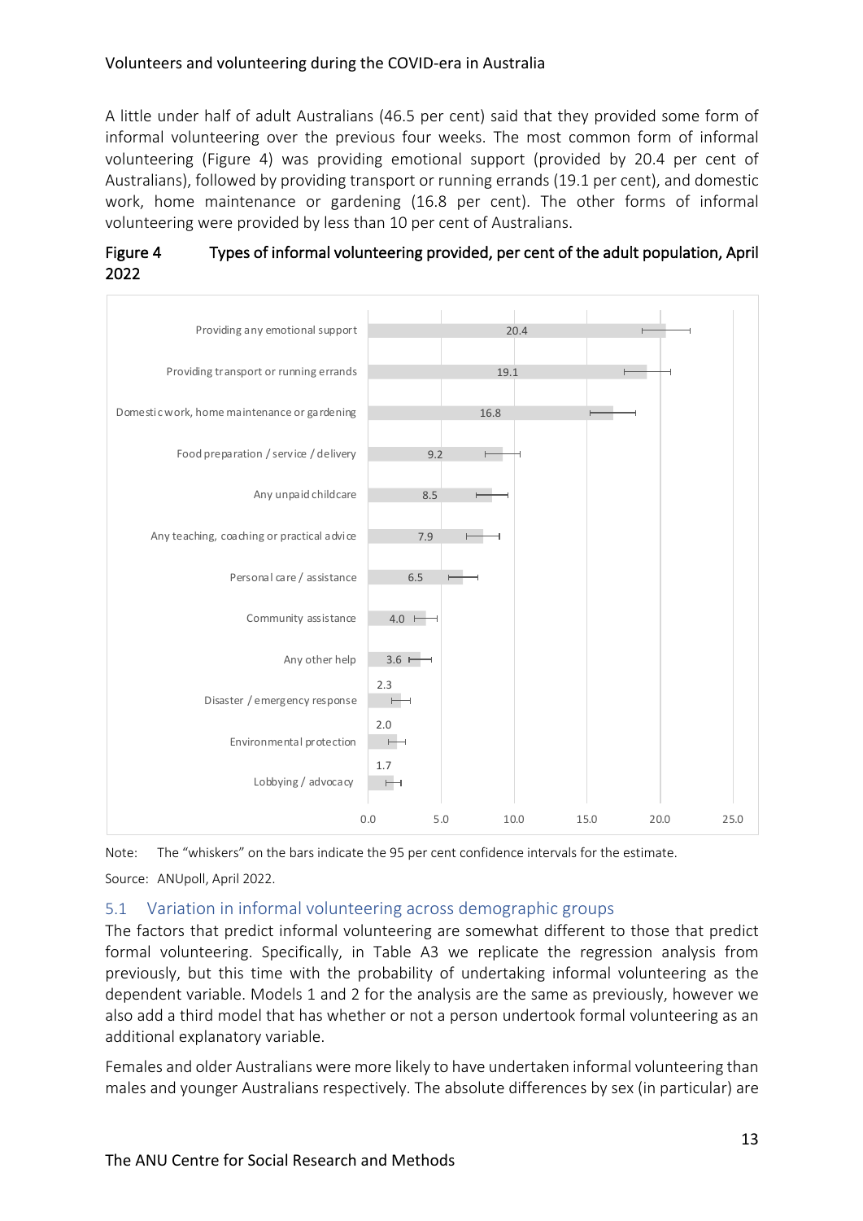A little under half of adult Australians (46.5 per cent) said that they provided some form of informal volunteering over the previous four weeks. The most common form of informal volunteering (Figure 4) was providing emotional support (provided by 20.4 per cent of Australians), followed by providing transport or running errands (19.1 per cent), and domestic work, home maintenance or gardening (16.8 per cent). The other forms of informal volunteering were provided by less than 10 per cent of Australians.

**Figure 4 Types of informal volunteering provided, per cent of the adult population, April 2022**

| Type | Per cent |
|---|---|
| Providing any emotional support | 20.4 |
| Providing transport or running errands | 19.1 |
| Domestic work, home maintenance or gardening | 16.8 |
| Food preparation / service / delivery | 9.2 |
| Any unpaid childcare | 8.5 |
| Any teaching, coaching or practical advice | 7.9 |
| Personal care / assistance | 6.5 |
| Community assistance | 4.0 |
| Any other help | 3.6 |
| Disaster / emergency response | 2.3 |
| Environmental protection | 2.0 |
| Lobbying / advocacy | 1.7 |

Note: The "whiskers" on the bars indicate the 95 per cent confidence intervals for the estimate.

Source: ANUpoll, April 2022.

## 5.1 Variation in informal volunteering across demographic groups

The factors that predict informal volunteering are somewhat different to those that predict formal volunteering. Specifically, in Table A3 we replicate the regression analysis from previously, but this time with the probability of undertaking informal volunteering as the dependent variable. Models 1 and 2 for the analysis are the same as previously, however we also add a third model that has whether or not a person undertook formal volunteering as an additional explanatory variable.

Females and older Australians were more likely to have undertaken informal volunteering than males and younger Australians respectively. The absolute differences by sex (in particular) are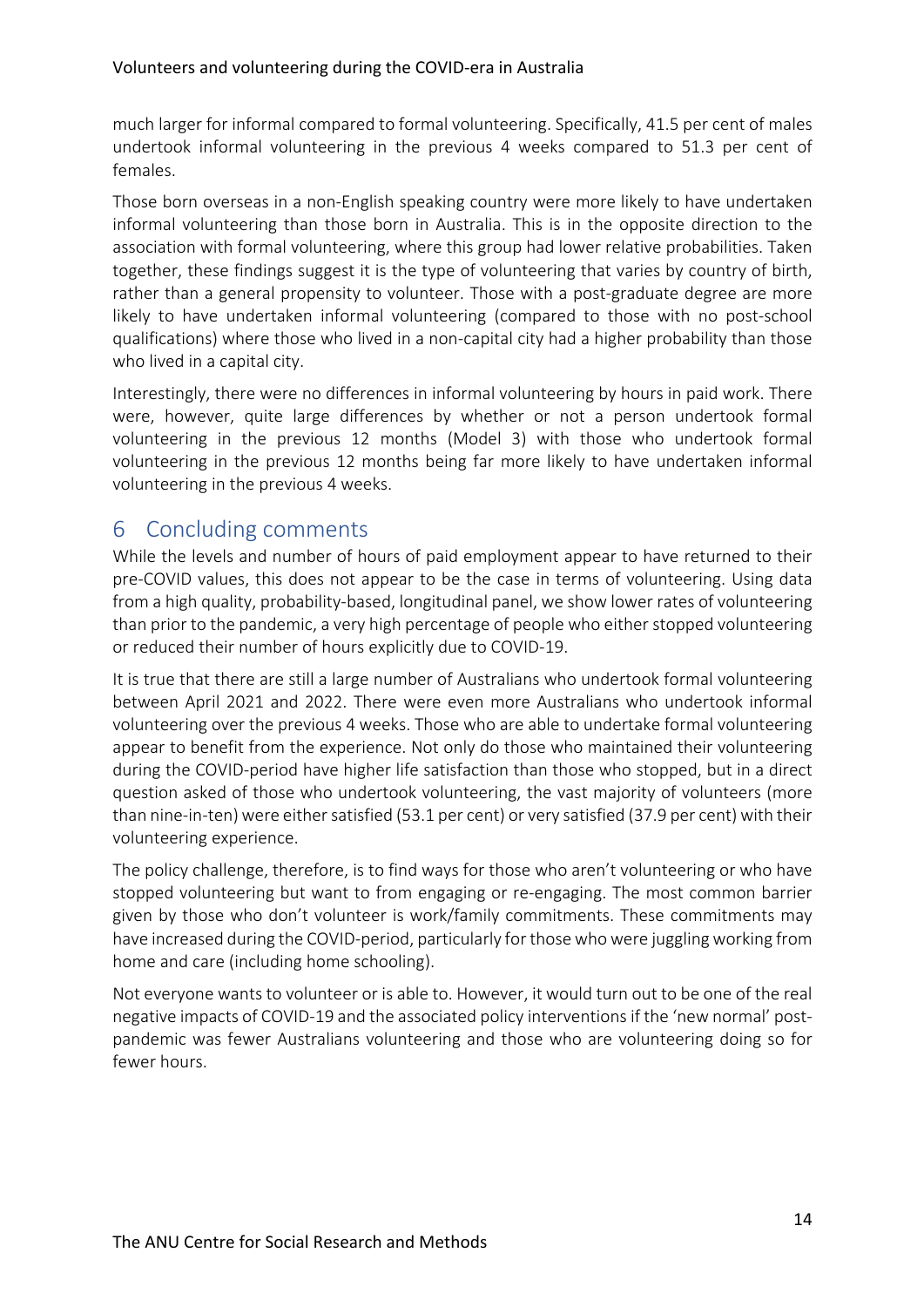much larger for informal compared to formal volunteering. Specifically, 41.5 per cent of males undertook informal volunteering in the previous 4 weeks compared to 51.3 per cent of females.

Those born overseas in a non-English speaking country were more likely to have undertaken informal volunteering than those born in Australia. This is in the opposite direction to the association with formal volunteering, where this group had lower relative probabilities. Taken together, these findings suggest it is the type of volunteering that varies by country of birth, rather than a general propensity to volunteer. Those with a post-graduate degree are more likely to have undertaken informal volunteering (compared to those with no post-school qualifications) where those who lived in a non-capital city had a higher probability than those who lived in a capital city.

Interestingly, there were no differences in informal volunteering by hours in paid work. There were, however, quite large differences by whether or not a person undertook formal volunteering in the previous 12 months (Model 3) with those who undertook formal volunteering in the previous 12 months being far more likely to have undertaken informal volunteering in the previous 4 weeks.

# 6 Concluding comments

While the levels and number of hours of paid employment appear to have returned to their pre-COVID values, this does not appear to be the case in terms of volunteering. Using data from a high quality, probability-based, longitudinal panel, we show lower rates of volunteering than prior to the pandemic, a very high percentage of people who either stopped volunteering or reduced their number of hours explicitly due to COVID-19.

It is true that there are still a large number of Australians who undertook formal volunteering between April 2021 and 2022. There were even more Australians who undertook informal volunteering over the previous 4 weeks. Those who are able to undertake formal volunteering appear to benefit from the experience. Not only do those who maintained their volunteering during the COVID-period have higher life satisfaction than those who stopped, but in a direct question asked of those who undertook volunteering, the vast majority of volunteers (more than nine-in-ten) were either satisfied (53.1 per cent) or very satisfied (37.9 per cent) with their volunteering experience.

The policy challenge, therefore, is to find ways for those who aren't volunteering or who have stopped volunteering but want to from engaging or re-engaging. The most common barrier given by those who don't volunteer is work/family commitments. These commitments may have increased during the COVID-period, particularly for those who were juggling working from home and care (including home schooling).

Not everyone wants to volunteer or is able to. However, it would turn out to be one of the real negative impacts of COVID-19 and the associated policy interventions if the 'new normal' post-pandemic was fewer Australians volunteering and those who are volunteering doing so for fewer hours.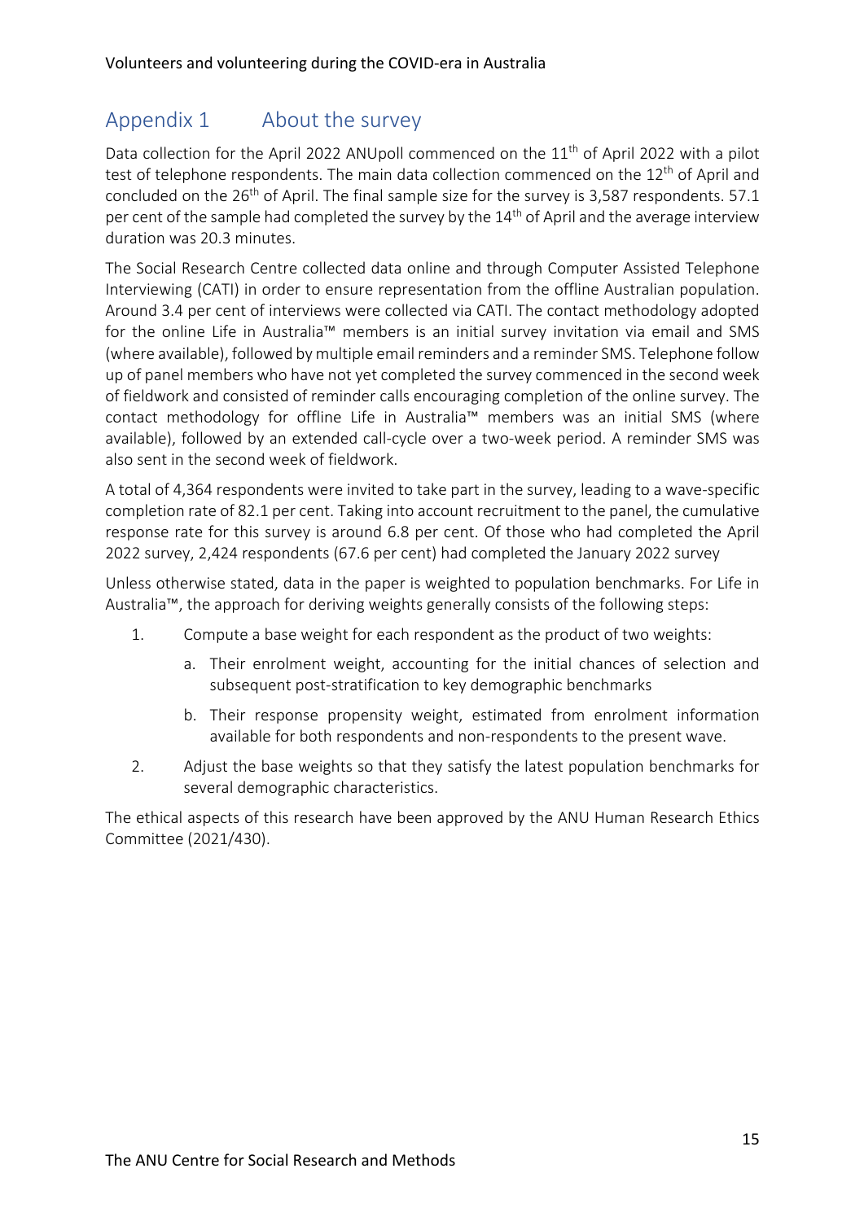## Appendix 1 About the survey

Data collection for the April 2022 ANUpoll commenced on the 11th of April 2022 with a pilot test of telephone respondents. The main data collection commenced on the 12th of April and concluded on the 26th of April. The final sample size for the survey is 3,587 respondents. 57.1 per cent of the sample had completed the survey by the 14th of April and the average interview duration was 20.3 minutes.

The Social Research Centre collected data online and through Computer Assisted Telephone Interviewing (CATI) in order to ensure representation from the offline Australian population. Around 3.4 per cent of interviews were collected via CATI. The contact methodology adopted for the online Life in Australia™ members is an initial survey invitation via email and SMS (where available), followed by multiple email reminders and a reminder SMS. Telephone follow up of panel members who have not yet completed the survey commenced in the second week of fieldwork and consisted of reminder calls encouraging completion of the online survey. The contact methodology for offline Life in Australia™ members was an initial SMS (where available), followed by an extended call-cycle over a two-week period. A reminder SMS was also sent in the second week of fieldwork.

A total of 4,364 respondents were invited to take part in the survey, leading to a wave-specific completion rate of 82.1 per cent. Taking into account recruitment to the panel, the cumulative response rate for this survey is around 6.8 per cent. Of those who had completed the April 2022 survey, 2,424 respondents (67.6 per cent) had completed the January 2022 survey

Unless otherwise stated, data in the paper is weighted to population benchmarks. For Life in Australia™, the approach for deriving weights generally consists of the following steps:

1. Compute a base weight for each respondent as the product of two weights:
   a. Their enrolment weight, accounting for the initial chances of selection and subsequent post-stratification to key demographic benchmarks
   b. Their response propensity weight, estimated from enrolment information available for both respondents and non-respondents to the present wave.
2. Adjust the base weights so that they satisfy the latest population benchmarks for several demographic characteristics.

The ethical aspects of this research have been approved by the ANU Human Research Ethics Committee (2021/430).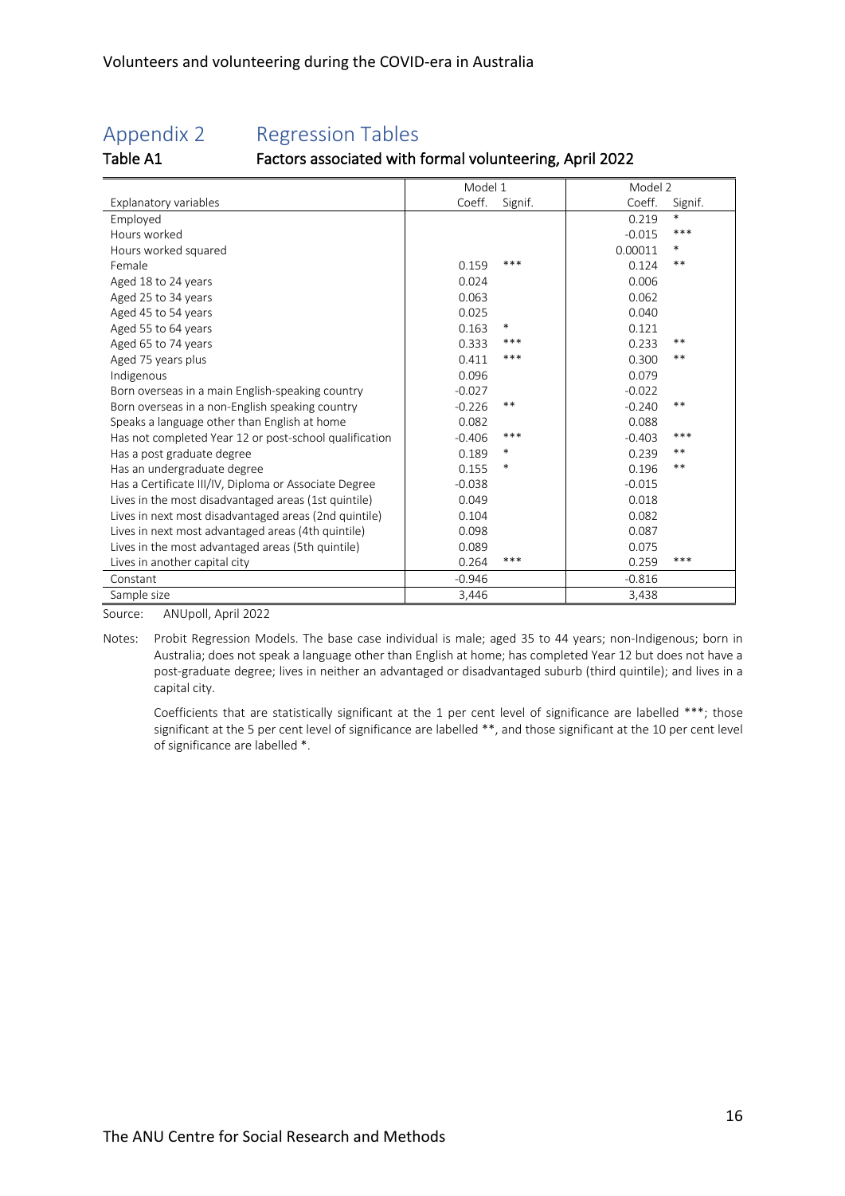# Appendix 2 Regression Tables

## Table A1 Factors associated with formal volunteering, April 2022

| Explanatory variables | Model 1 Coeff. | Model 1 Signif. | Model 2 Coeff. | Model 2 Signif. |
|---|---|---|---|---|
| Employed | | | 0.219 | * |
| Hours worked | | | -0.015 | *** |
| Hours worked squared | | | 0.00011 | * |
| Female | 0.159 | *** | 0.124 | ** |
| Aged 18 to 24 years | 0.024 | | 0.006 | |
| Aged 25 to 34 years | 0.063 | | 0.062 | |
| Aged 45 to 54 years | 0.025 | | 0.040 | |
| Aged 55 to 64 years | 0.163 | * | 0.121 | |
| Aged 65 to 74 years | 0.333 | *** | 0.233 | ** |
| Aged 75 years plus | 0.411 | *** | 0.300 | ** |
| Indigenous | 0.096 | | 0.079 | |
| Born overseas in a main English-speaking country | -0.027 | | -0.022 | |
| Born overseas in a non-English speaking country | -0.226 | ** | -0.240 | ** |
| Speaks a language other than English at home | 0.082 | | 0.088 | |
| Has not completed Year 12 or post-school qualification | -0.406 | *** | -0.403 | *** |
| Has a post graduate degree | 0.189 | * | 0.239 | ** |
| Has an undergraduate degree | 0.155 | * | 0.196 | ** |
| Has a Certificate III/IV, Diploma or Associate Degree | -0.038 | | -0.015 | |
| Lives in the most disadvantaged areas (1st quintile) | 0.049 | | 0.018 | |
| Lives in next most disadvantaged areas (2nd quintile) | 0.104 | | 0.082 | |
| Lives in next most advantaged areas (4th quintile) | 0.098 | | 0.087 | |
| Lives in the most advantaged areas (5th quintile) | 0.089 | | 0.075 | |
| Lives in another capital city | 0.264 | *** | 0.259 | *** |
| Constant | -0.946 | | -0.816 | |
| Sample size | 3,446 | | 3,438 | |

Source: ANUpoll, April 2022

Notes: Probit Regression Models. The base case individual is male; aged 35 to 44 years; non-Indigenous; born in Australia; does not speak a language other than English at home; has completed Year 12 but does not have a post-graduate degree; lives in neither an advantaged or disadvantaged suburb (third quintile); and lives in a capital city.

Coefficients that are statistically significant at the 1 per cent level of significance are labelled ***; those significant at the 5 per cent level of significance are labelled **, and those significant at the 10 per cent level of significance are labelled *.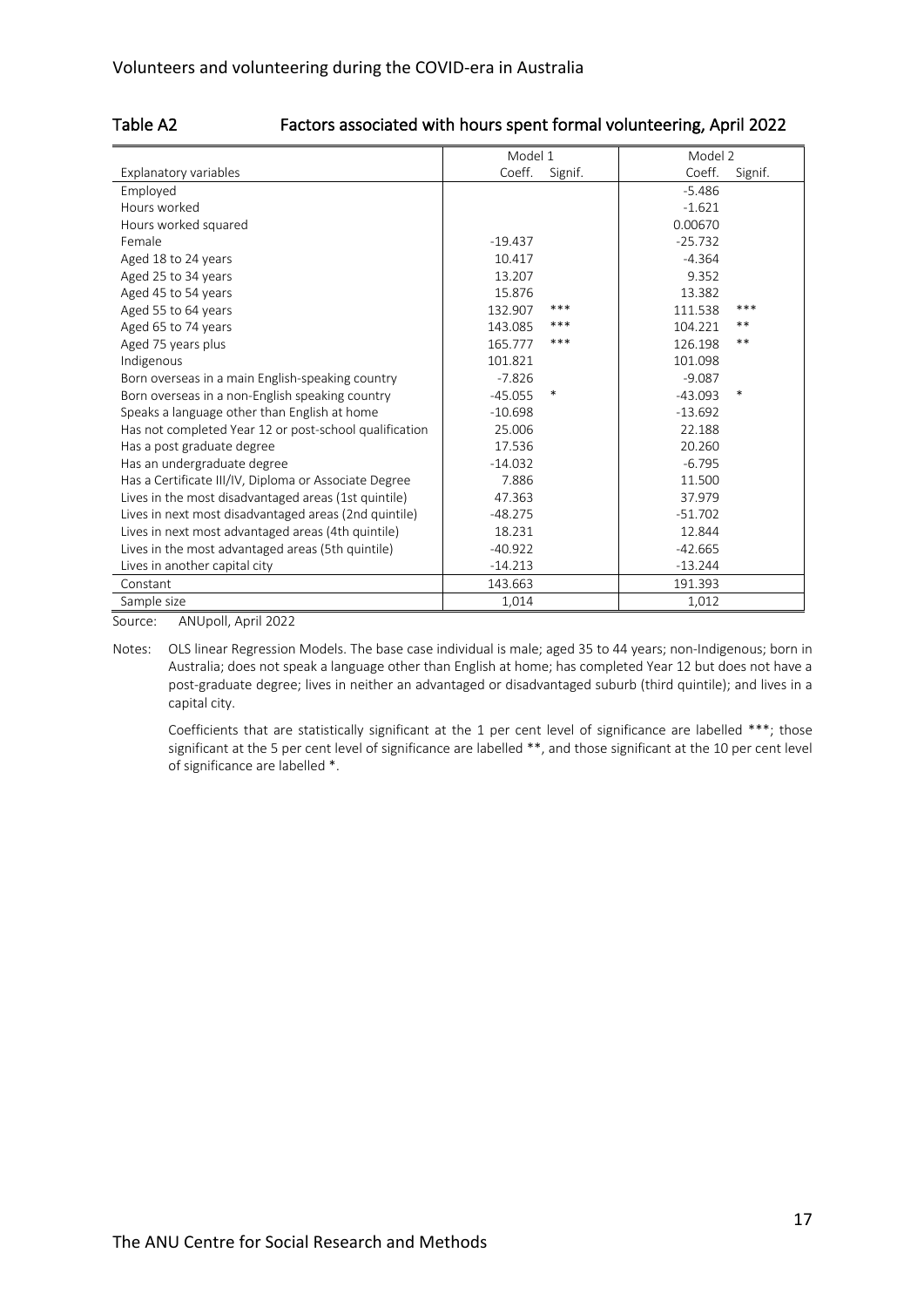## Table A2 Factors associated with hours spent formal volunteering, April 2022

| | Model 1 | | Model 2 | |
|---|---|---|---|---|
| Explanatory variables | Coeff. | Signif. | Coeff. | Signif. |
| Employed | | | -5.486 | |
| Hours worked | | | -1.621 | |
| Hours worked squared | | | 0.00670 | |
| Female | -19.437 | | -25.732 | |
| Aged 18 to 24 years | 10.417 | | -4.364 | |
| Aged 25 to 34 years | 13.207 | | 9.352 | |
| Aged 45 to 54 years | 15.876 | | 13.382 | |
| Aged 55 to 64 years | 132.907 | *** | 111.538 | *** |
| Aged 65 to 74 years | 143.085 | *** | 104.221 | ** |
| Aged 75 years plus | 165.777 | *** | 126.198 | ** |
| Indigenous | 101.821 | | 101.098 | |
| Born overseas in a main English-speaking country | -7.826 | | -9.087 | |
| Born overseas in a non-English speaking country | -45.055 | * | -43.093 | * |
| Speaks a language other than English at home | -10.698 | | -13.692 | |
| Has not completed Year 12 or post-school qualification | 25.006 | | 22.188 | |
| Has a post graduate degree | 17.536 | | 20.260 | |
| Has an undergraduate degree | -14.032 | | -6.795 | |
| Has a Certificate III/IV, Diploma or Associate Degree | 7.886 | | 11.500 | |
| Lives in the most disadvantaged areas (1st quintile) | 47.363 | | 37.979 | |
| Lives in next most disadvantaged areas (2nd quintile) | -48.275 | | -51.702 | |
| Lives in next most advantaged areas (4th quintile) | 18.231 | | 12.844 | |
| Lives in the most advantaged areas (5th quintile) | -40.922 | | -42.665 | |
| Lives in another capital city | -14.213 | | -13.244 | |
| Constant | 143.663 | | 191.393 | |
| Sample size | 1,014 | | 1,012 | |

Source: ANUpoll, April 2022

Notes: OLS linear Regression Models. The base case individual is male; aged 35 to 44 years; non-Indigenous; born in Australia; does not speak a language other than English at home; has completed Year 12 but does not have a post-graduate degree; lives in neither an advantaged or disadvantaged suburb (third quintile); and lives in a capital city.

Coefficients that are statistically significant at the 1 per cent level of significance are labelled ***; those significant at the 5 per cent level of significance are labelled **, and those significant at the 10 per cent level of significance are labelled *.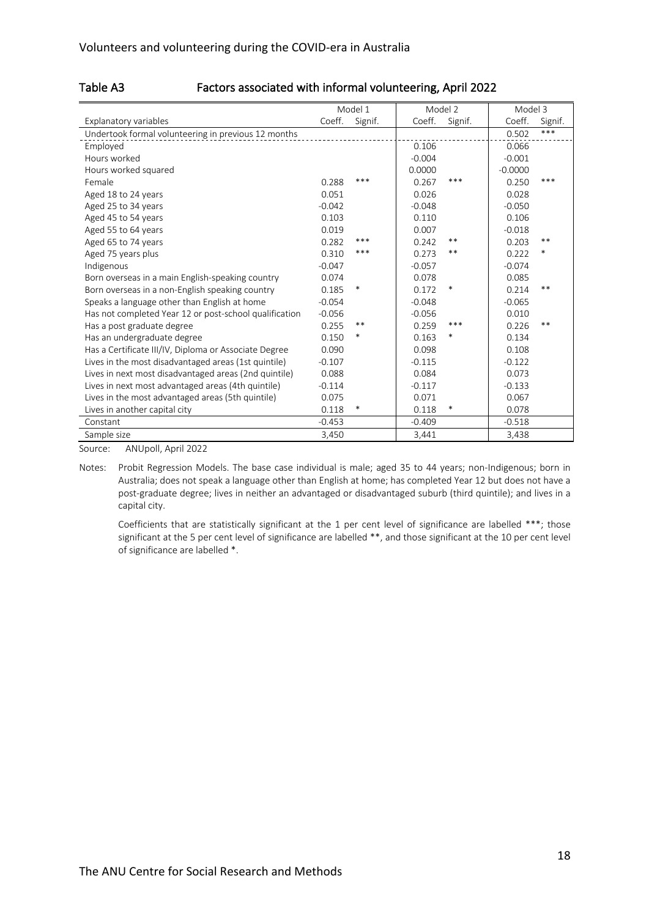## Table A3 Factors associated with informal volunteering, April 2022

| | Model 1 | | Model 2 | | Model 3 | |
|---|---|---|---|---|---|---|
| Explanatory variables | Coeff. | Signif. | Coeff. | Signif. | Coeff. | Signif. |
| Undertook formal volunteering in previous 12 months | | | | | 0.502 | *** |
| Employed | | | 0.106 | | 0.066 | |
| Hours worked | | | -0.004 | | -0.001 | |
| Hours worked squared | | | 0.0000 | | -0.0000 | |
| Female | 0.288 | *** | 0.267 | *** | 0.250 | *** |
| Aged 18 to 24 years | 0.051 | | 0.026 | | 0.028 | |
| Aged 25 to 34 years | -0.042 | | -0.048 | | -0.050 | |
| Aged 45 to 54 years | 0.103 | | 0.110 | | 0.106 | |
| Aged 55 to 64 years | 0.019 | | 0.007 | | -0.018 | |
| Aged 65 to 74 years | 0.282 | *** | 0.242 | ** | 0.203 | ** |
| Aged 75 years plus | 0.310 | *** | 0.273 | ** | 0.222 | * |
| Indigenous | -0.047 | | -0.057 | | -0.074 | |
| Born overseas in a main English-speaking country | 0.074 | | 0.078 | | 0.085 | |
| Born overseas in a non-English speaking country | 0.185 | * | 0.172 | * | 0.214 | ** |
| Speaks a language other than English at home | -0.054 | | -0.048 | | -0.065 | |
| Has not completed Year 12 or post-school qualification | -0.056 | | -0.056 | | 0.010 | |
| Has a post graduate degree | 0.255 | ** | 0.259 | *** | 0.226 | ** |
| Has an undergraduate degree | 0.150 | * | 0.163 | * | 0.134 | |
| Has a Certificate III/IV, Diploma or Associate Degree | 0.090 | | 0.098 | | 0.108 | |
| Lives in the most disadvantaged areas (1st quintile) | -0.107 | | -0.115 | | -0.122 | |
| Lives in next most disadvantaged areas (2nd quintile) | 0.088 | | 0.084 | | 0.073 | |
| Lives in next most advantaged areas (4th quintile) | -0.114 | | -0.117 | | -0.133 | |
| Lives in the most advantaged areas (5th quintile) | 0.075 | | 0.071 | | 0.067 | |
| Lives in another capital city | 0.118 | * | 0.118 | * | 0.078 | |
| Constant | -0.453 | | -0.409 | | -0.518 | |
| Sample size | 3,450 | | 3,441 | | 3,438 | |

Source: ANUpoll, April 2022

Notes: Probit Regression Models. The base case individual is male; aged 35 to 44 years; non-Indigenous; born in Australia; does not speak a language other than English at home; has completed Year 12 but does not have a post-graduate degree; lives in neither an advantaged or disadvantaged suburb (third quintile); and lives in a capital city.

Coefficients that are statistically significant at the 1 per cent level of significance are labelled ***; those significant at the 5 per cent level of significance are labelled **, and those significant at the 10 per cent level of significance are labelled *.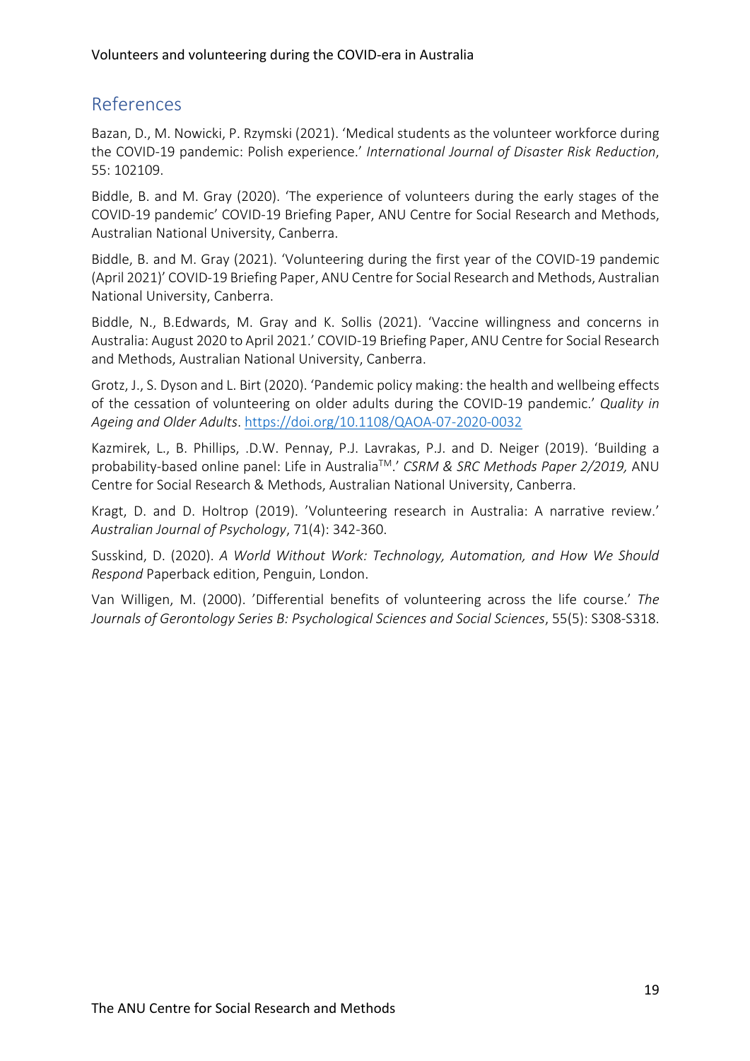## References

Bazan, D., M. Nowicki, P. Rzymski (2021). 'Medical students as the volunteer workforce during the COVID-19 pandemic: Polish experience.' *International Journal of Disaster Risk Reduction*, 55: 102109.

Biddle, B. and M. Gray (2020). 'The experience of volunteers during the early stages of the COVID-19 pandemic' COVID-19 Briefing Paper, ANU Centre for Social Research and Methods, Australian National University, Canberra.

Biddle, B. and M. Gray (2021). 'Volunteering during the first year of the COVID-19 pandemic (April 2021)' COVID-19 Briefing Paper, ANU Centre for Social Research and Methods, Australian National University, Canberra.

Biddle, N., B.Edwards, M. Gray and K. Sollis (2021). 'Vaccine willingness and concerns in Australia: August 2020 to April 2021.' COVID-19 Briefing Paper, ANU Centre for Social Research and Methods, Australian National University, Canberra.

Grotz, J., S. Dyson and L. Birt (2020). 'Pandemic policy making: the health and wellbeing effects of the cessation of volunteering on older adults during the COVID-19 pandemic.' *Quality in Ageing and Older Adults*. https://doi.org/10.1108/QAOA-07-2020-0032

Kazmirek, L., B. Phillips, .D.W. Pennay, P.J. Lavrakas, P.J. and D. Neiger (2019). 'Building a probability-based online panel: Life in Australia™.' *CSRM & SRC Methods Paper 2/2019,* ANU Centre for Social Research & Methods, Australian National University, Canberra.

Kragt, D. and D. Holtrop (2019). 'Volunteering research in Australia: A narrative review.' *Australian Journal of Psychology*, 71(4): 342-360.

Susskind, D. (2020). *A World Without Work: Technology, Automation, and How We Should Respond* Paperback edition, Penguin, London.

Van Willigen, M. (2000). 'Differential benefits of volunteering across the life course.' *The Journals of Gerontology Series B: Psychological Sciences and Social Sciences*, 55(5): S308-S318.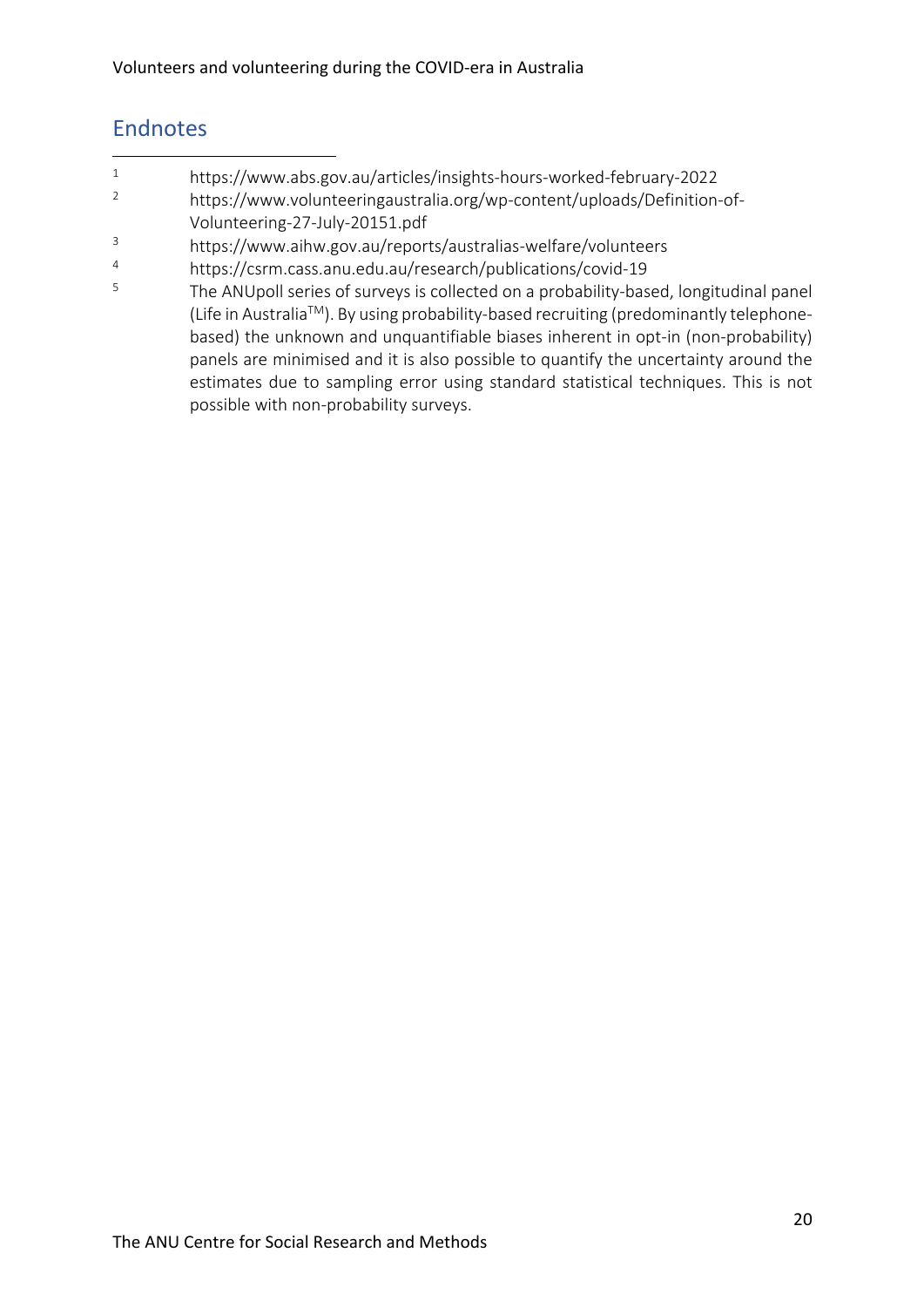## Endnotes

1 https://www.abs.gov.au/articles/insights-hours-worked-february-2022

2 https://www.volunteeringaustralia.org/wp-content/uploads/Definition-of-Volunteering-27-July-20151.pdf

3 https://www.aihw.gov.au/reports/australias-welfare/volunteers

4 https://csrm.cass.anu.edu.au/research/publications/covid-19

5 The ANUpoll series of surveys is collected on a probability-based, longitudinal panel (Life in Australia™). By using probability-based recruiting (predominantly telephone-based) the unknown and unquantifiable biases inherent in opt-in (non-probability) panels are minimised and it is also possible to quantify the uncertainty around the estimates due to sampling error using standard statistical techniques. This is not possible with non-probability surveys.